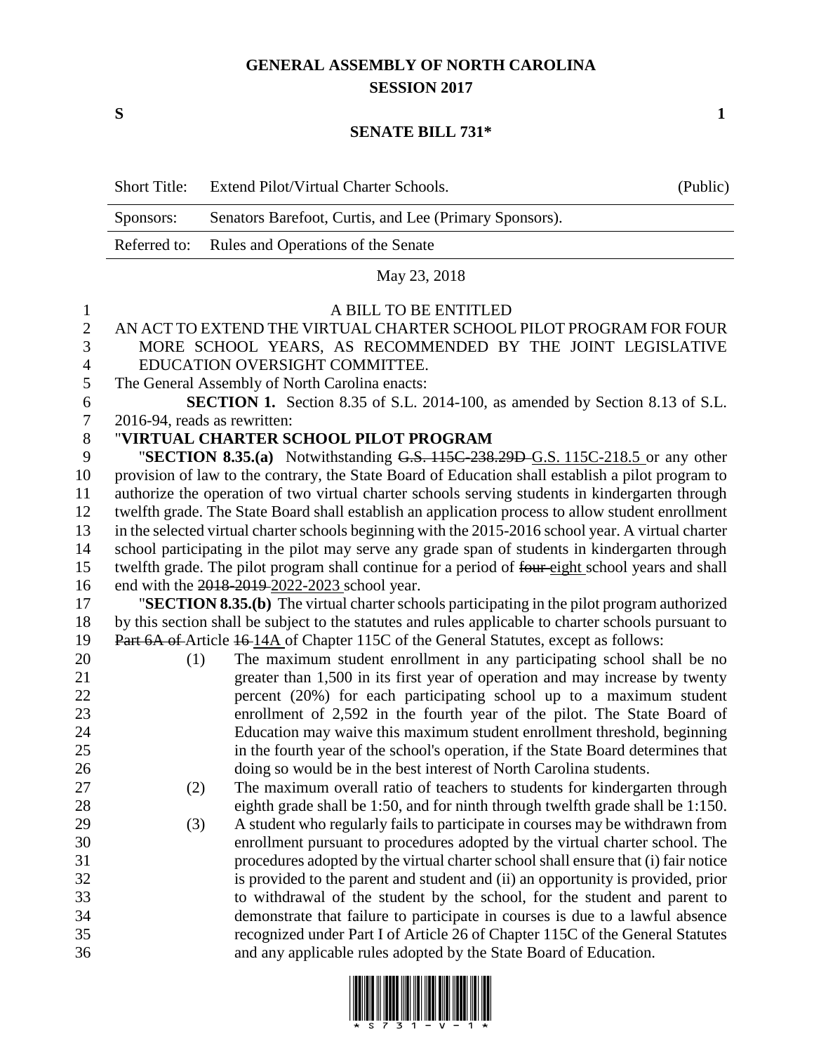# GENERAL ASSEMBLY OF NORTH CAROLINA
## SESSION 2017

**S** **1**

## SENATE BILL 731*

| Short Title: | Extend Pilot/Virtual Charter Schools. | (Public) |
|---|---|---|
| Sponsors: | Senators Barefoot, Curtis, and Lee (Primary Sponsors). | |
| Referred to: | Rules and Operations of the Senate | |

May 23, 2018

A BILL TO BE ENTITLED

AN ACT TO EXTEND THE VIRTUAL CHARTER SCHOOL PILOT PROGRAM FOR FOUR MORE SCHOOL YEARS, AS RECOMMENDED BY THE JOINT LEGISLATIVE EDUCATION OVERSIGHT COMMITTEE.

The General Assembly of North Carolina enacts:

**SECTION 1.** Section 8.35 of S.L. 2014-100, as amended by Section 8.13 of S.L. 2016-94, reads as rewritten:

"**VIRTUAL CHARTER SCHOOL PILOT PROGRAM**

"**SECTION 8.35.(a)** Notwithstanding ~~G.S. 115C-238.29D~~ <u>G.S. 115C-218.5</u> or any other provision of law to the contrary, the State Board of Education shall establish a pilot program to authorize the operation of two virtual charter schools serving students in kindergarten through twelfth grade. The State Board shall establish an application process to allow student enrollment in the selected virtual charter schools beginning with the 2015-2016 school year. A virtual charter school participating in the pilot may serve any grade span of students in kindergarten through twelfth grade. The pilot program shall continue for a period of ~~four~~ <u>eight</u> school years and shall end with the ~~2018-2019~~ <u>2022-2023</u> school year.

"**SECTION 8.35.(b)** The virtual charter schools participating in the pilot program authorized by this section shall be subject to the statutes and rules applicable to charter schools pursuant to ~~Part 6A of~~ Article ~~16~~ <u>14A</u> of Chapter 115C of the General Statutes, except as follows:

(1) The maximum student enrollment in any participating school shall be no greater than 1,500 in its first year of operation and may increase by twenty percent (20%) for each participating school up to a maximum student enrollment of 2,592 in the fourth year of the pilot. The State Board of Education may waive this maximum student enrollment threshold, beginning in the fourth year of the school's operation, if the State Board determines that doing so would be in the best interest of North Carolina students.

(2) The maximum overall ratio of teachers to students for kindergarten through eighth grade shall be 1:50, and for ninth through twelfth grade shall be 1:150.

(3) A student who regularly fails to participate in courses may be withdrawn from enrollment pursuant to procedures adopted by the virtual charter school. The procedures adopted by the virtual charter school shall ensure that (i) fair notice is provided to the parent and student and (ii) an opportunity is provided, prior to withdrawal of the student by the school, for the student and parent to demonstrate that failure to participate in courses is due to a lawful absence recognized under Part I of Article 26 of Chapter 115C of the General Statutes and any applicable rules adopted by the State Board of Education.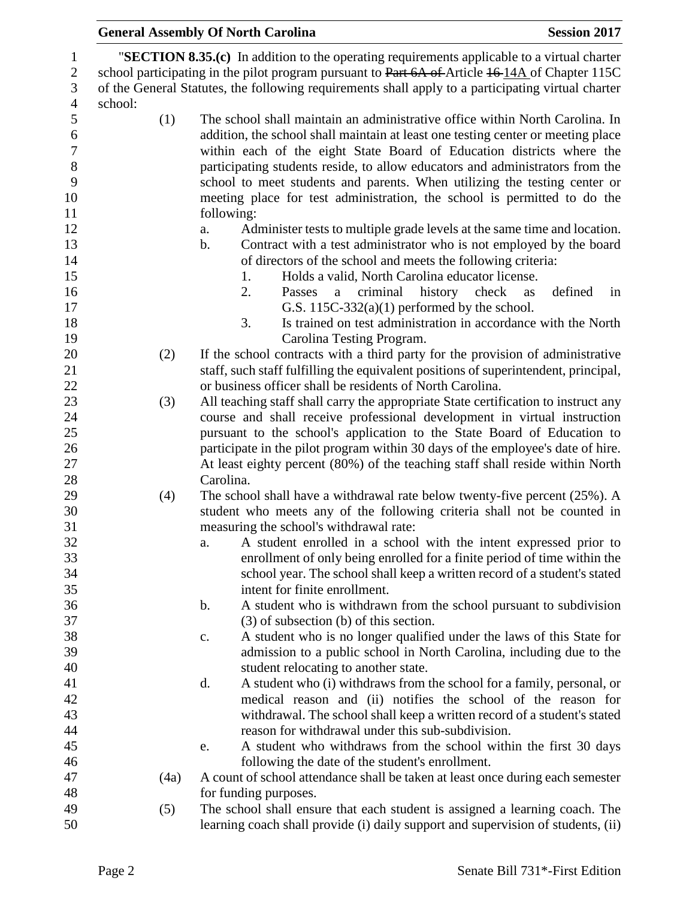"**SECTION 8.35.(c)** In addition to the operating requirements applicable to a virtual charter school participating in the pilot program pursuant to ~~Part 6A of~~ Article ~~16~~ 14A of Chapter 115C of the General Statutes, the following requirements shall apply to a participating virtual charter school:

(1) The school shall maintain an administrative office within North Carolina. In addition, the school shall maintain at least one testing center or meeting place within each of the eight State Board of Education districts where the participating students reside, to allow educators and administrators from the school to meet students and parents. When utilizing the testing center or meeting place for test administration, the school is permitted to do the following:

a. Administer tests to multiple grade levels at the same time and location.

b. Contract with a test administrator who is not employed by the board of directors of the school and meets the following criteria:

1. Holds a valid, North Carolina educator license.
2. Passes a criminal history check as defined in G.S. 115C-332(a)(1) performed by the school.
3. Is trained on test administration in accordance with the North Carolina Testing Program.

(2) If the school contracts with a third party for the provision of administrative staff, such staff fulfilling the equivalent positions of superintendent, principal, or business officer shall be residents of North Carolina.

(3) All teaching staff shall carry the appropriate State certification to instruct any course and shall receive professional development in virtual instruction pursuant to the school's application to the State Board of Education to participate in the pilot program within 30 days of the employee's date of hire. At least eighty percent (80%) of the teaching staff shall reside within North Carolina.

(4) The school shall have a withdrawal rate below twenty-five percent (25%). A student who meets any of the following criteria shall not be counted in measuring the school's withdrawal rate:

a. A student enrolled in a school with the intent expressed prior to enrollment of only being enrolled for a finite period of time within the school year. The school shall keep a written record of a student's stated intent for finite enrollment.

b. A student who is withdrawn from the school pursuant to subdivision (3) of subsection (b) of this section.

c. A student who is no longer qualified under the laws of this State for admission to a public school in North Carolina, including due to the student relocating to another state.

d. A student who (i) withdraws from the school for a family, personal, or medical reason and (ii) notifies the school of the reason for withdrawal. The school shall keep a written record of a student's stated reason for withdrawal under this sub-subdivision.

e. A student who withdraws from the school within the first 30 days following the date of the student's enrollment.

(4a) A count of school attendance shall be taken at least once during each semester for funding purposes.

(5) The school shall ensure that each student is assigned a learning coach. The learning coach shall provide (i) daily support and supervision of students, (ii)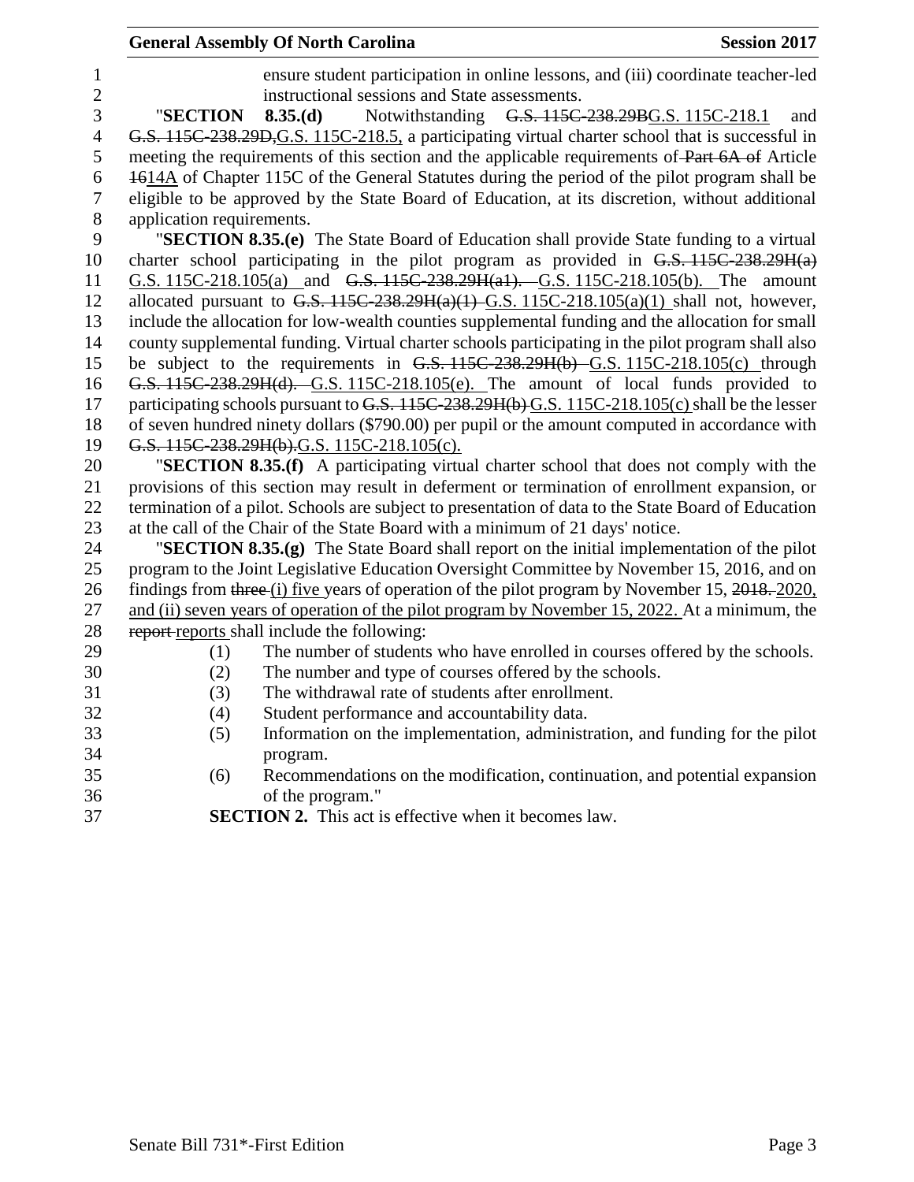ensure student participation in online lessons, and (iii) coordinate teacher-led instructional sessions and State assessments.

"**SECTION 8.35.(d)** Notwithstanding ~~G.S. 115C-238.29B~~G.S. 115C-218.1 and ~~G.S. 115C-238.29D,~~G.S. 115C-218.5, a participating virtual charter school that is successful in meeting the requirements of this section and the applicable requirements of ~~Part 6A of~~ Article ~~16~~14A of Chapter 115C of the General Statutes during the period of the pilot program shall be eligible to be approved by the State Board of Education, at its discretion, without additional application requirements.

"**SECTION 8.35.(e)** The State Board of Education shall provide State funding to a virtual charter school participating in the pilot program as provided in ~~G.S. 115C-238.29H(a)~~ G.S. 115C-218.105(a) and ~~G.S. 115C-238.29H(a1).~~ G.S. 115C-218.105(b). The amount allocated pursuant to ~~G.S. 115C-238.29H(a)(1)~~ G.S. 115C-218.105(a)(1) shall not, however, include the allocation for low-wealth counties supplemental funding and the allocation for small county supplemental funding. Virtual charter schools participating in the pilot program shall also be subject to the requirements in ~~G.S. 115C-238.29H(b)~~ G.S. 115C-218.105(c) through ~~G.S. 115C-238.29H(d).~~ G.S. 115C-218.105(e). The amount of local funds provided to participating schools pursuant to ~~G.S. 115C-238.29H(b)~~ G.S. 115C-218.105(c) shall be the lesser of seven hundred ninety dollars ($790.00) per pupil or the amount computed in accordance with ~~G.S. 115C-238.29H(b).~~G.S. 115C-218.105(c).

"**SECTION 8.35.(f)** A participating virtual charter school that does not comply with the provisions of this section may result in deferment or termination of enrollment expansion, or termination of a pilot. Schools are subject to presentation of data to the State Board of Education at the call of the Chair of the State Board with a minimum of 21 days' notice.

"**SECTION 8.35.(g)** The State Board shall report on the initial implementation of the pilot program to the Joint Legislative Education Oversight Committee by November 15, 2016, and on findings from ~~three~~ (i) five years of operation of the pilot program by November 15, ~~2018.~~ 2020, and (ii) seven years of operation of the pilot program by November 15, 2022. At a minimum, the ~~report~~ reports shall include the following:

(1) The number of students who have enrolled in courses offered by the schools.
(2) The number and type of courses offered by the schools.
(3) The withdrawal rate of students after enrollment.
(4) Student performance and accountability data.
(5) Information on the implementation, administration, and funding for the pilot program.
(6) Recommendations on the modification, continuation, and potential expansion of the program."

**SECTION 2.** This act is effective when it becomes law.